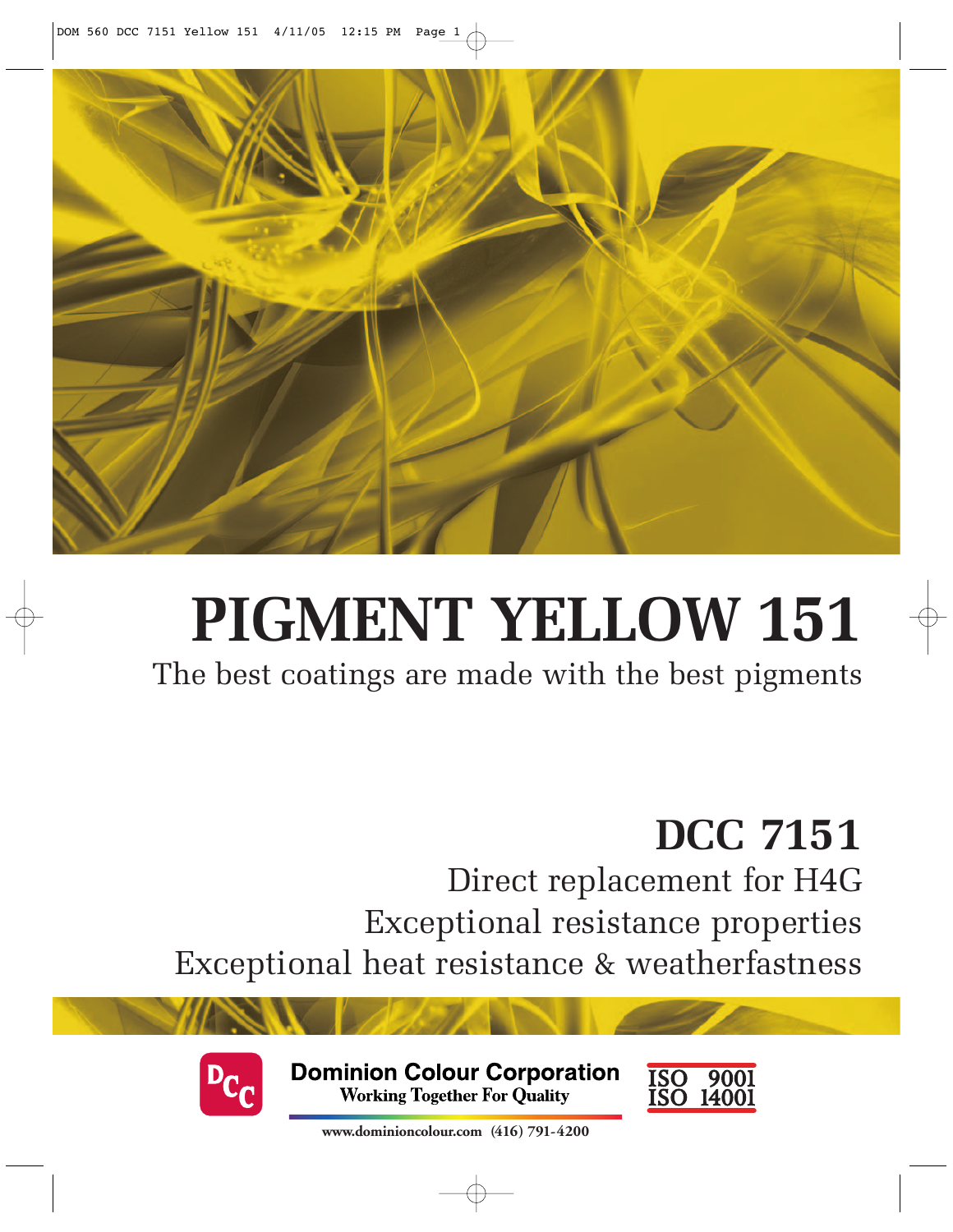# PIGMENT YELLOW 151

The best coatings are made with the best pigments

## DCC 7151

Direct replacement for H4G

Exceptional resistance properties

Exceptional heat resistance & weatherfastness

**Dominion Colour Corporation**

Working Together For Quality

ISO 9001
ISO 14001

www.dominioncolour.com (416) 791-4200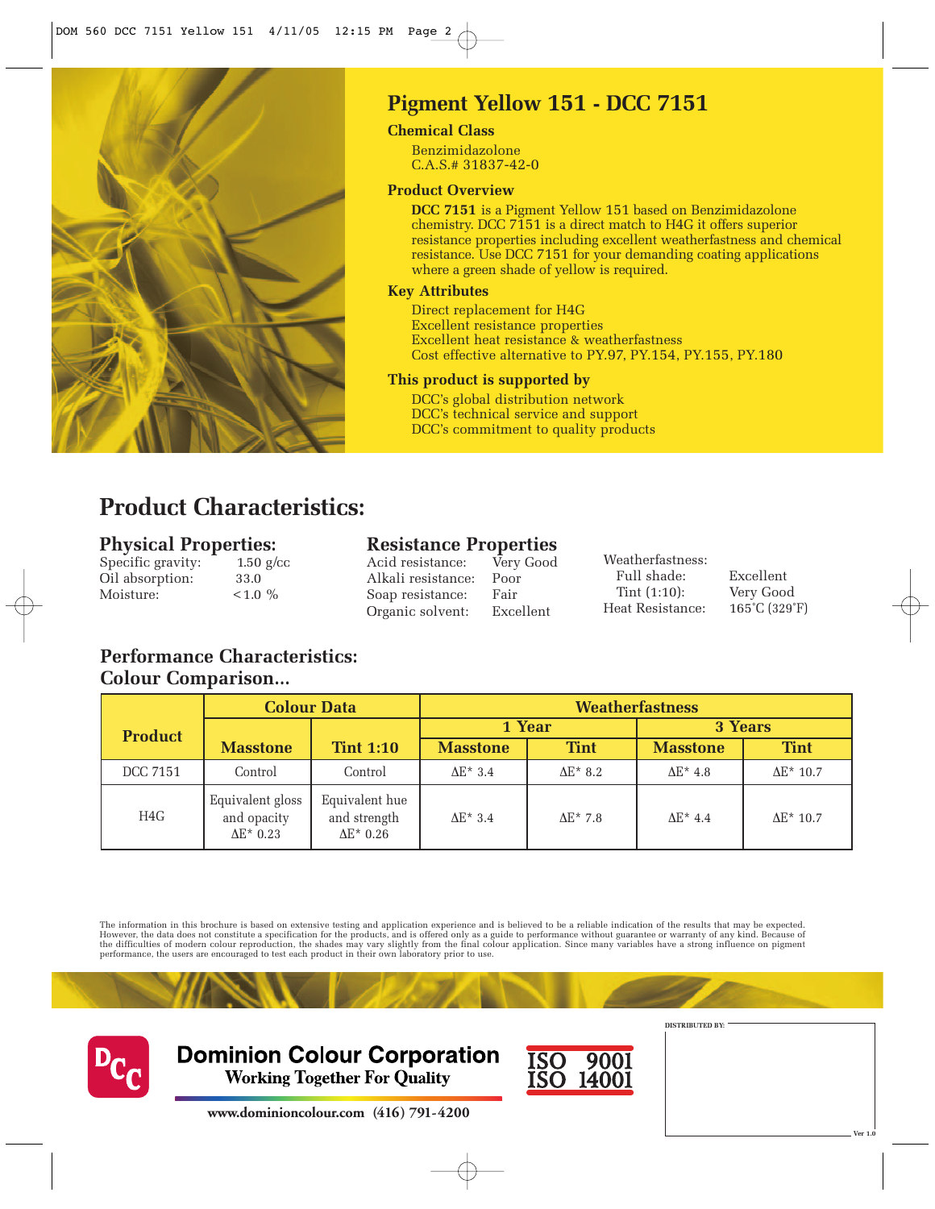# Pigment Yellow 151 - DCC 7151

### Chemical Class

Benzimidazolone
C.A.S.# 31837-42-0

### Product Overview

**DCC 7151** is a Pigment Yellow 151 based on Benzimidazolone chemistry. DCC 7151 is a direct match to H4G it offers superior resistance properties including excellent weatherfastness and chemical resistance. Use DCC 7151 for your demanding coating applications where a green shade of yellow is required.

### Key Attributes

Direct replacement for H4G
Excellent resistance properties
Excellent heat resistance & weatherfastness
Cost effective alternative to PY.97, PY.154, PY.155, PY.180

### This product is supported by

DCC's global distribution network
DCC's technical service and support
DCC's commitment to quality products

## Product Characteristics:

### Physical Properties:

| | |
|---|---|
| Specific gravity: | 1.50 g/cc |
| Oil absorption: | 33.0 |
| Moisture: | <1.0 % |

### Resistance Properties

| | |
|---|---|
| Acid resistance: | Very Good |
| Alkali resistance: | Poor |
| Soap resistance: | Fair |
| Organic solvent: | Excellent |

| | |
|---|---|
| Weatherfastness: | |
| Full shade: | Excellent |
| Tint (1:10): | Very Good |
| Heat Resistance: | 165°C (329°F) |

### Performance Characteristics:
### Colour Comparison...

| Product | Colour Data | | Weatherfastness | | | |
|---|---|---|---|---|---|---|
| | | | 1 Year | | 3 Years | |
| | Masstone | Tint 1:10 | Masstone | Tint | Masstone | Tint |
| DCC 7151 | Control | Control | ΔE* 3.4 | ΔE* 8.2 | ΔE* 4.8 | ΔE* 10.7 |
| H4G | Equivalent gloss and opacity ΔE* 0.23 | Equivalent hue and strength ΔE* 0.26 | ΔE* 3.4 | ΔE* 7.8 | ΔE* 4.4 | ΔE* 10.7 |

The information in this brochure is based on extensive testing and application experience and is believed to be a reliable indication of the results that may be expected. However, the data does not constitute a specification for the products, and is offered only as a guide to performance without guarantee or warranty of any kind. Because of the difficulties of modern colour reproduction, the shades may vary slightly from the final colour application. Since many variables have a strong influence on pigment performance, the users are encouraged to test each product in their own laboratory prior to use.

**Dominion Colour Corporation**
Working Together For Quality

ISO 9001
ISO 14001

www.dominioncolour.com (416) 791-4200

DISTRIBUTED BY:

Ver 1.0